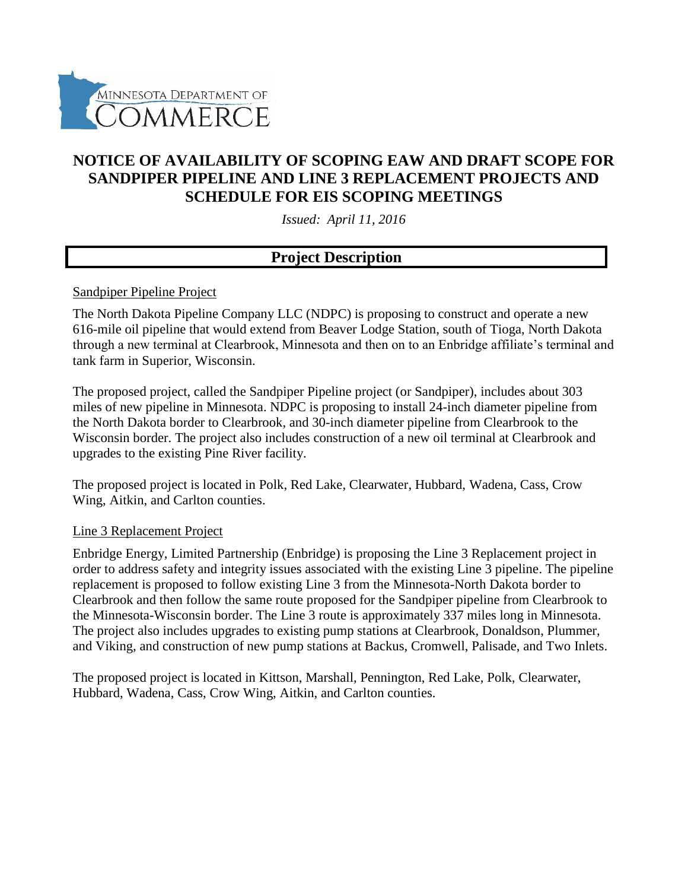MINNESOTA DEPARTMENT OF COMMERCE

# NOTICE OF AVAILABILITY OF SCOPING EAW AND DRAFT SCOPE FOR SANDPIPER PIPELINE AND LINE 3 REPLACEMENT PROJECTS AND SCHEDULE FOR EIS SCOPING MEETINGS

*Issued: April 11, 2016*

## Project Description

### Sandpiper Pipeline Project

The North Dakota Pipeline Company LLC (NDPC) is proposing to construct and operate a new 616-mile oil pipeline that would extend from Beaver Lodge Station, south of Tioga, North Dakota through a new terminal at Clearbrook, Minnesota and then on to an Enbridge affiliate's terminal and tank farm in Superior, Wisconsin.

The proposed project, called the Sandpiper Pipeline project (or Sandpiper), includes about 303 miles of new pipeline in Minnesota. NDPC is proposing to install 24-inch diameter pipeline from the North Dakota border to Clearbrook, and 30-inch diameter pipeline from Clearbrook to the Wisconsin border. The project also includes construction of a new oil terminal at Clearbrook and upgrades to the existing Pine River facility.

The proposed project is located in Polk, Red Lake, Clearwater, Hubbard, Wadena, Cass, Crow Wing, Aitkin, and Carlton counties.

### Line 3 Replacement Project

Enbridge Energy, Limited Partnership (Enbridge) is proposing the Line 3 Replacement project in order to address safety and integrity issues associated with the existing Line 3 pipeline. The pipeline replacement is proposed to follow existing Line 3 from the Minnesota-North Dakota border to Clearbrook and then follow the same route proposed for the Sandpiper pipeline from Clearbrook to the Minnesota-Wisconsin border. The Line 3 route is approximately 337 miles long in Minnesota. The project also includes upgrades to existing pump stations at Clearbrook, Donaldson, Plummer, and Viking, and construction of new pump stations at Backus, Cromwell, Palisade, and Two Inlets.

The proposed project is located in Kittson, Marshall, Pennington, Red Lake, Polk, Clearwater, Hubbard, Wadena, Cass, Crow Wing, Aitkin, and Carlton counties.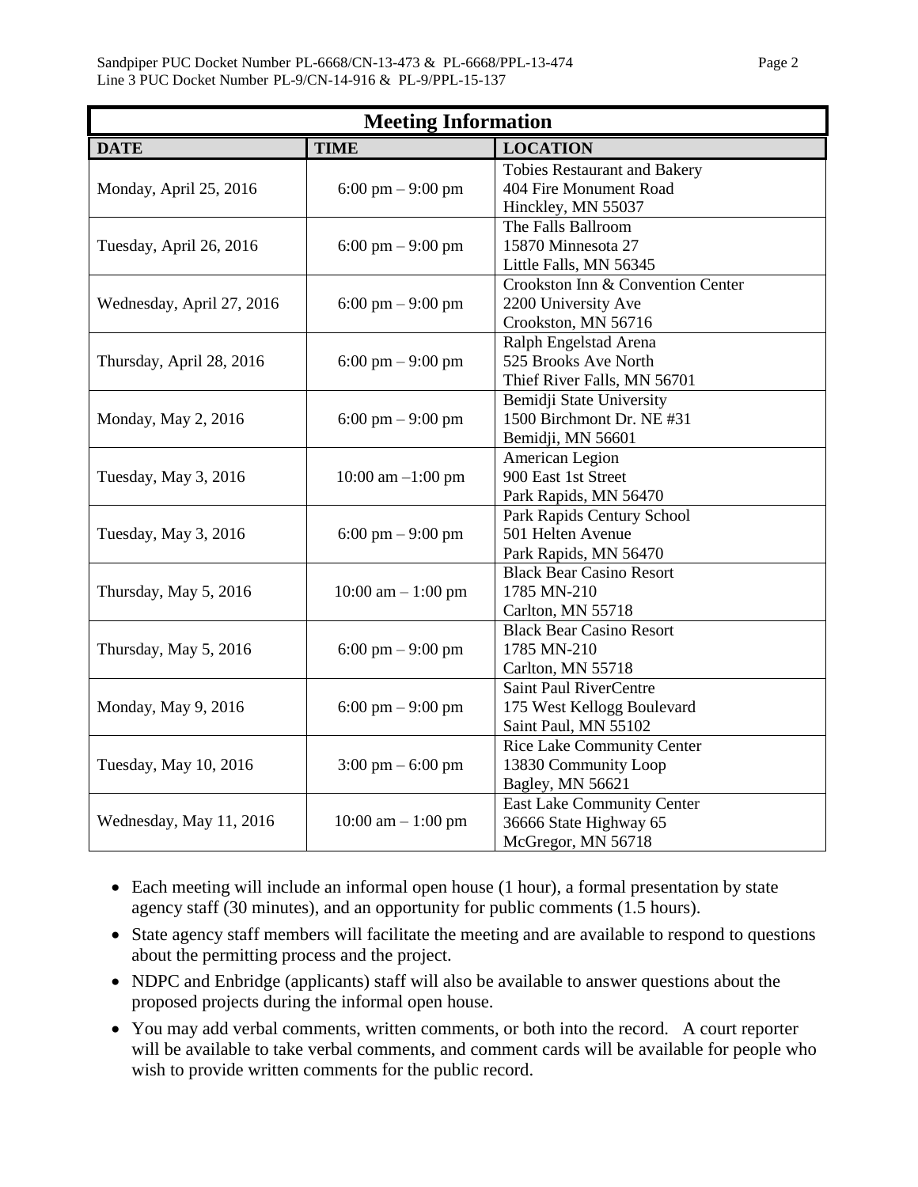| Meeting Information | | |
|---|---|---|
| **DATE** | **TIME** | **LOCATION** |
| Monday, April 25, 2016 | 6:00 pm – 9:00 pm | Tobies Restaurant and Bakery<br>404 Fire Monument Road<br>Hinckley, MN 55037 |
| Tuesday, April 26, 2016 | 6:00 pm – 9:00 pm | The Falls Ballroom<br>15870 Minnesota 27<br>Little Falls, MN 56345 |
| Wednesday, April 27, 2016 | 6:00 pm – 9:00 pm | Crookston Inn & Convention Center<br>2200 University Ave<br>Crookston, MN 56716 |
| Thursday, April 28, 2016 | 6:00 pm – 9:00 pm | Ralph Engelstad Arena<br>525 Brooks Ave North<br>Thief River Falls, MN 56701 |
| Monday, May 2, 2016 | 6:00 pm – 9:00 pm | Bemidji State University<br>1500 Birchmont Dr. NE #31<br>Bemidji, MN 56601 |
| Tuesday, May 3, 2016 | 10:00 am –1:00 pm | American Legion<br>900 East 1st Street<br>Park Rapids, MN 56470 |
| Tuesday, May 3, 2016 | 6:00 pm – 9:00 pm | Park Rapids Century School<br>501 Helten Avenue<br>Park Rapids, MN 56470 |
| Thursday, May 5, 2016 | 10:00 am – 1:00 pm | Black Bear Casino Resort<br>1785 MN-210<br>Carlton, MN 55718 |
| Thursday, May 5, 2016 | 6:00 pm – 9:00 pm | Black Bear Casino Resort<br>1785 MN-210<br>Carlton, MN 55718 |
| Monday, May 9, 2016 | 6:00 pm – 9:00 pm | Saint Paul RiverCentre<br>175 West Kellogg Boulevard<br>Saint Paul, MN 55102 |
| Tuesday, May 10, 2016 | 3:00 pm – 6:00 pm | Rice Lake Community Center<br>13830 Community Loop<br>Bagley, MN 56621 |
| Wednesday, May 11, 2016 | 10:00 am – 1:00 pm | East Lake Community Center<br>36666 State Highway 65<br>McGregor, MN 56718 |

- Each meeting will include an informal open house (1 hour), a formal presentation by state agency staff (30 minutes), and an opportunity for public comments (1.5 hours).
- State agency staff members will facilitate the meeting and are available to respond to questions about the permitting process and the project.
- NDPC and Enbridge (applicants) staff will also be available to answer questions about the proposed projects during the informal open house.
- You may add verbal comments, written comments, or both into the record. A court reporter will be available to take verbal comments, and comment cards will be available for people who wish to provide written comments for the public record.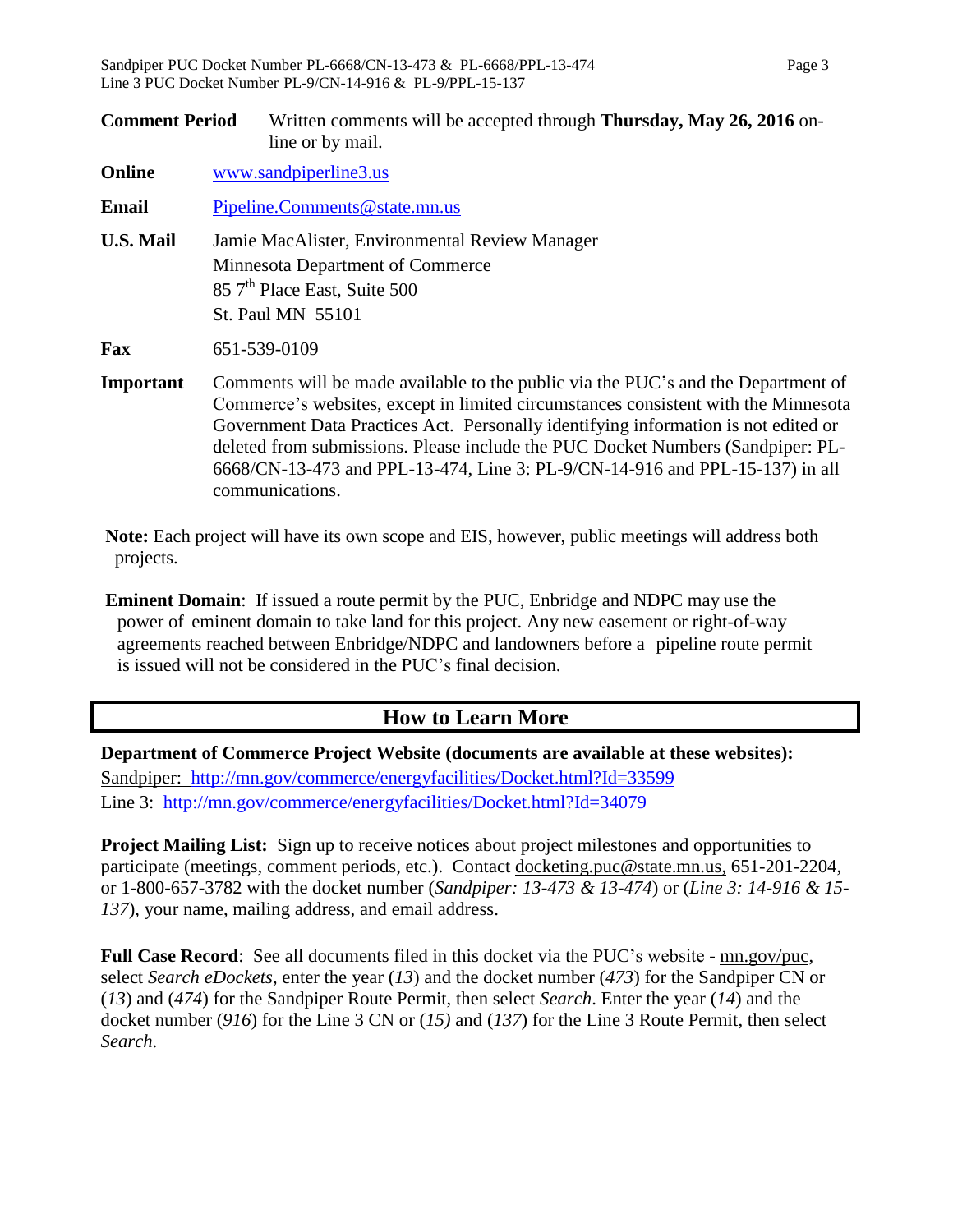**Comment Period** Written comments will be accepted through **Thursday, May 26, 2016** on-line or by mail.

**Online** www.sandpiperline3.us

**Email** Pipeline.Comments@state.mn.us

**U.S. Mail** Jamie MacAlister, Environmental Review Manager
Minnesota Department of Commerce
85 7th Place East, Suite 500
St. Paul MN 55101

**Fax** 651-539-0109

**Important** Comments will be made available to the public via the PUC's and the Department of Commerce's websites, except in limited circumstances consistent with the Minnesota Government Data Practices Act. Personally identifying information is not edited or deleted from submissions. Please include the PUC Docket Numbers (Sandpiper: PL-6668/CN-13-473 and PPL-13-474, Line 3: PL-9/CN-14-916 and PPL-15-137) in all communications.

**Note:** Each project will have its own scope and EIS, however, public meetings will address both projects.

**Eminent Domain**: If issued a route permit by the PUC, Enbridge and NDPC may use the power of eminent domain to take land for this project. Any new easement or right-of-way agreements reached between Enbridge/NDPC and landowners before a pipeline route permit is issued will not be considered in the PUC's final decision.

## How to Learn More

**Department of Commerce Project Website (documents are available at these websites):**
Sandpiper: http://mn.gov/commerce/energyfacilities/Docket.html?Id=33599
Line 3: http://mn.gov/commerce/energyfacilities/Docket.html?Id=34079

**Project Mailing List:** Sign up to receive notices about project milestones and opportunities to participate (meetings, comment periods, etc.). Contact docketing.puc@state.mn.us, 651-201-2204, or 1-800-657-3782 with the docket number (*Sandpiper: 13-473 & 13-474*) or (*Line 3: 14-916 & 15-137*), your name, mailing address, and email address.

**Full Case Record**: See all documents filed in this docket via the PUC's website - mn.gov/puc, select *Search eDockets*, enter the year (*13*) and the docket number (*473*) for the Sandpiper CN or (*13*) and (*474*) for the Sandpiper Route Permit, then select *Search*. Enter the year (*14*) and the docket number (*916*) for the Line 3 CN or (*15)* and (*137*) for the Line 3 Route Permit, then select *Search.*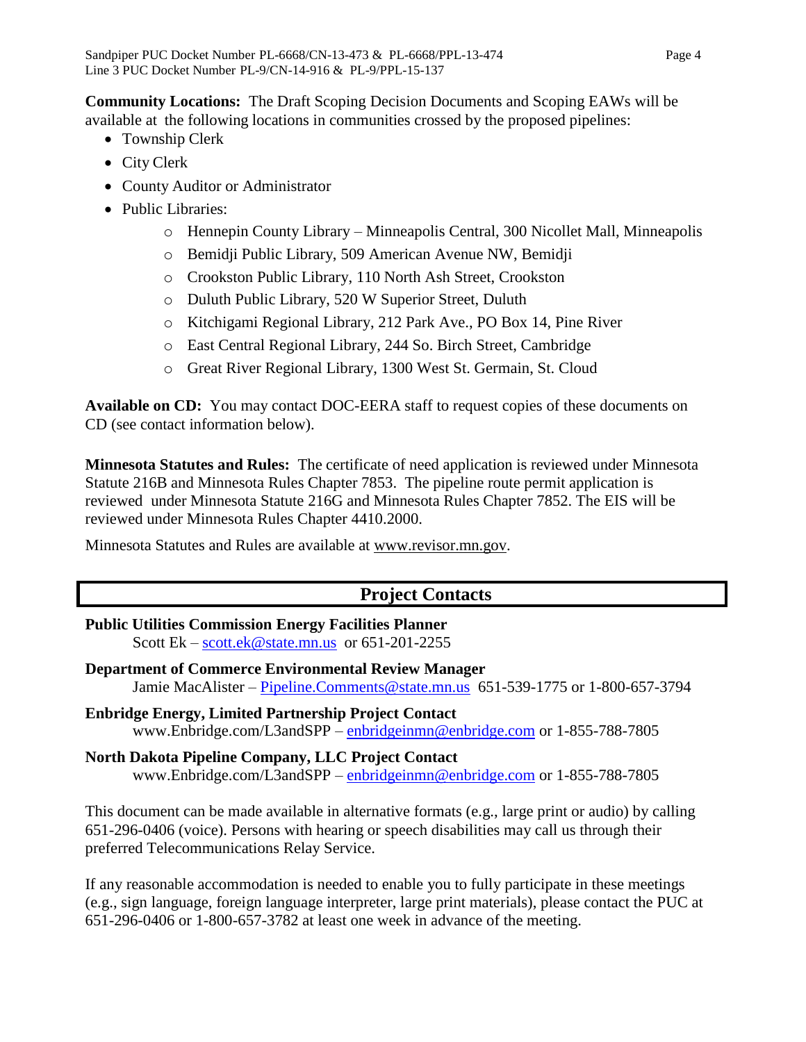**Community Locations:** The Draft Scoping Decision Documents and Scoping EAWs will be available at the following locations in communities crossed by the proposed pipelines:

- Township Clerk
- City Clerk
- County Auditor or Administrator
- Public Libraries:
  - Hennepin County Library – Minneapolis Central, 300 Nicollet Mall, Minneapolis
  - Bemidji Public Library, 509 American Avenue NW, Bemidji
  - Crookston Public Library, 110 North Ash Street, Crookston
  - Duluth Public Library, 520 W Superior Street, Duluth
  - Kitchigami Regional Library, 212 Park Ave., PO Box 14, Pine River
  - East Central Regional Library, 244 So. Birch Street, Cambridge
  - Great River Regional Library, 1300 West St. Germain, St. Cloud

**Available on CD:** You may contact DOC-EERA staff to request copies of these documents on CD (see contact information below).

**Minnesota Statutes and Rules:** The certificate of need application is reviewed under Minnesota Statute 216B and Minnesota Rules Chapter 7853. The pipeline route permit application is reviewed under Minnesota Statute 216G and Minnesota Rules Chapter 7852. The EIS will be reviewed under Minnesota Rules Chapter 4410.2000.

Minnesota Statutes and Rules are available at www.revisor.mn.gov.

## Project Contacts

**Public Utilities Commission Energy Facilities Planner**
Scott Ek – scott.ek@state.mn.us or 651-201-2255

**Department of Commerce Environmental Review Manager**
Jamie MacAlister – Pipeline.Comments@state.mn.us 651-539-1775 or 1-800-657-3794

**Enbridge Energy, Limited Partnership Project Contact**
www.Enbridge.com/L3andSPP – enbridgeinmn@enbridge.com or 1-855-788-7805

**North Dakota Pipeline Company, LLC Project Contact**
www.Enbridge.com/L3andSPP – enbridgeinmn@enbridge.com or 1-855-788-7805

This document can be made available in alternative formats (e.g., large print or audio) by calling 651-296-0406 (voice). Persons with hearing or speech disabilities may call us through their preferred Telecommunications Relay Service.

If any reasonable accommodation is needed to enable you to fully participate in these meetings (e.g., sign language, foreign language interpreter, large print materials), please contact the PUC at 651-296-0406 or 1-800-657-3782 at least one week in advance of the meeting.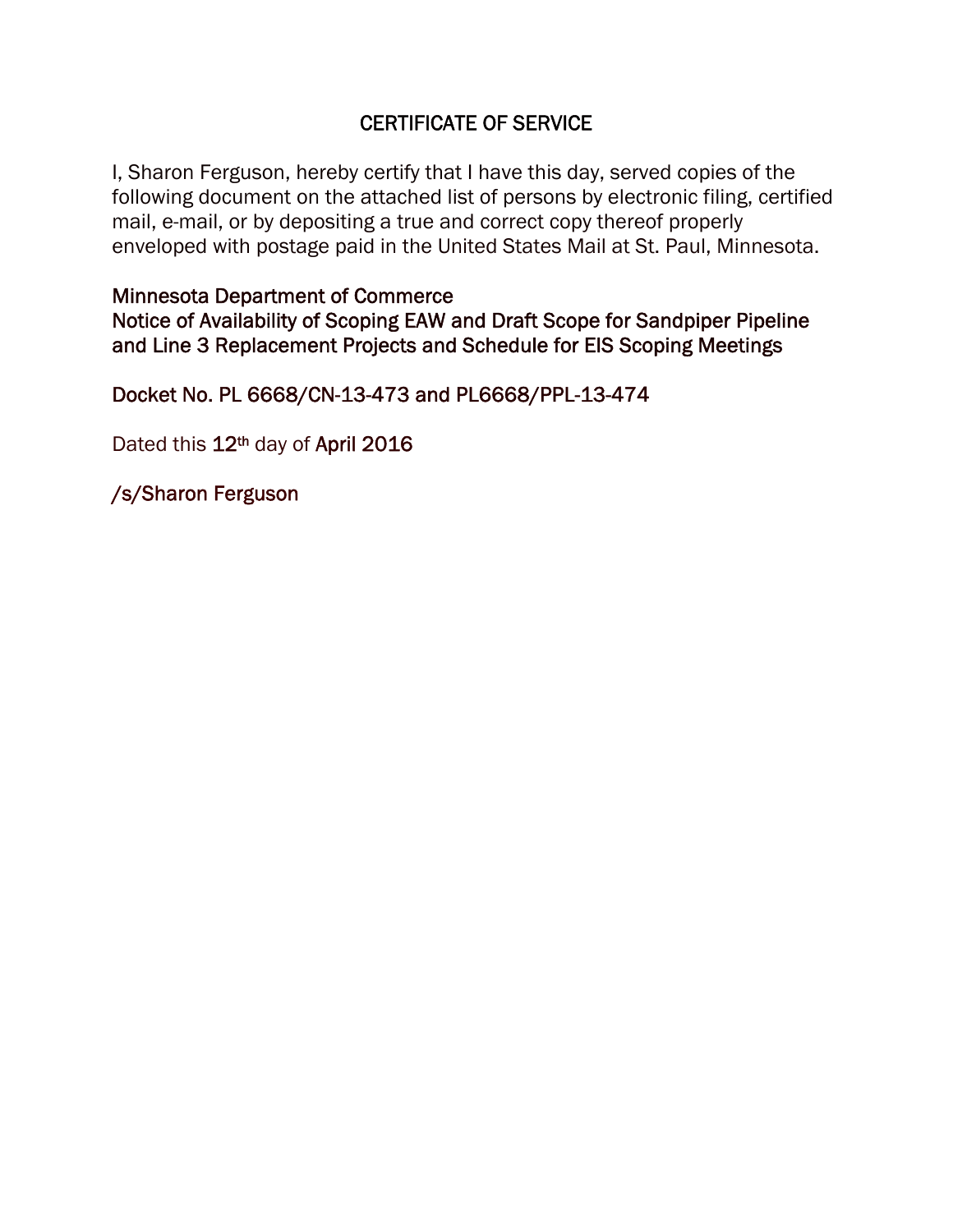# CERTIFICATE OF SERVICE

I, Sharon Ferguson, hereby certify that I have this day, served copies of the following document on the attached list of persons by electronic filing, certified mail, e-mail, or by depositing a true and correct copy thereof properly enveloped with postage paid in the United States Mail at St. Paul, Minnesota.

Minnesota Department of Commerce
Notice of Availability of Scoping EAW and Draft Scope for Sandpiper Pipeline and Line 3 Replacement Projects and Schedule for EIS Scoping Meetings

Docket No. PL 6668/CN-13-473 and PL6668/PPL-13-474

Dated this 12th day of April 2016

/s/Sharon Ferguson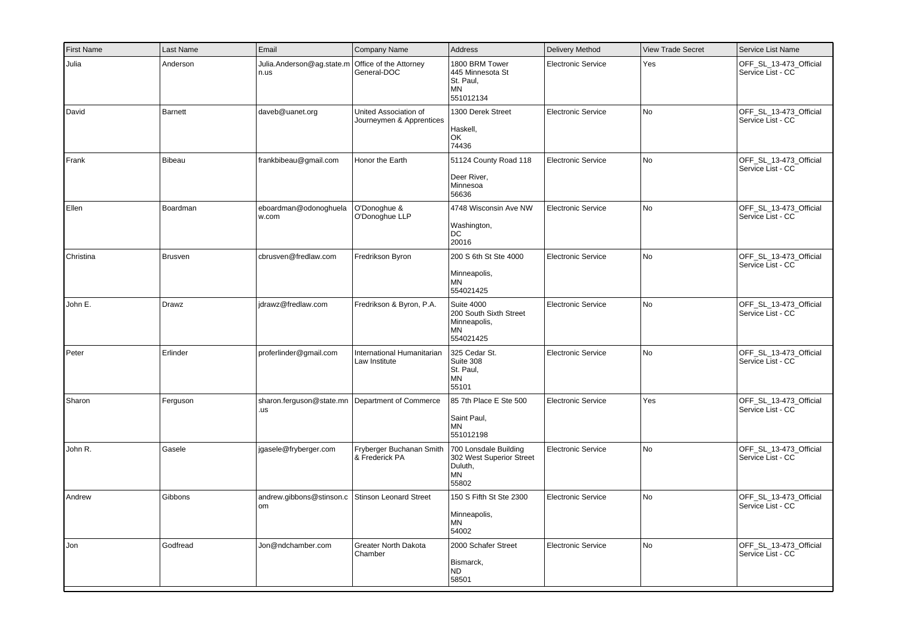| First Name | Last Name | Email | Company Name | Address | Delivery Method | View Trade Secret | Service List Name |
|---|---|---|---|---|---|---|---|
| Julia | Anderson | Julia.Anderson@ag.state.mn.us | Office of the Attorney General-DOC | 1800 BRM Tower 445 Minnesota St St. Paul, MN 551012134 | Electronic Service | Yes | OFF_SL_13-473_Official Service List - CC |
| David | Barnett | daveb@uanet.org | United Association of Journeymen & Apprentices | 1300 Derek Street Haskell, OK 74436 | Electronic Service | No | OFF_SL_13-473_Official Service List - CC |
| Frank | Bibeau | frankbibeau@gmail.com | Honor the Earth | 51124 County Road 118 Deer River, Minnesoa 56636 | Electronic Service | No | OFF_SL_13-473_Official Service List - CC |
| Ellen | Boardman | eboardman@odonoghuelaw.com | O'Donoghue & O'Donoghue LLP | 4748 Wisconsin Ave NW Washington, DC 20016 | Electronic Service | No | OFF_SL_13-473_Official Service List - CC |
| Christina | Brusven | cbrusven@fredlaw.com | Fredrikson Byron | 200 S 6th St Ste 4000 Minneapolis, MN 554021425 | Electronic Service | No | OFF_SL_13-473_Official Service List - CC |
| John E. | Drawz | jdrawz@fredlaw.com | Fredrikson & Byron, P.A. | Suite 4000 200 South Sixth Street Minneapolis, MN 554021425 | Electronic Service | No | OFF_SL_13-473_Official Service List - CC |
| Peter | Erlinder | proferlinder@gmail.com | International Humanitarian Law Institute | 325 Cedar St. Suite 308 St. Paul, MN 55101 | Electronic Service | No | OFF_SL_13-473_Official Service List - CC |
| Sharon | Ferguson | sharon.ferguson@state.mn.us | Department of Commerce | 85 7th Place E Ste 500 Saint Paul, MN 551012198 | Electronic Service | Yes | OFF_SL_13-473_Official Service List - CC |
| John R. | Gasele | jgasele@fryberger.com | Fryberger Buchanan Smith & Frederick PA | 700 Lonsdale Building 302 West Superior Street Duluth, MN 55802 | Electronic Service | No | OFF_SL_13-473_Official Service List - CC |
| Andrew | Gibbons | andrew.gibbons@stinson.com | Stinson Leonard Street | 150 S Fifth St Ste 2300 Minneapolis, MN 54002 | Electronic Service | No | OFF_SL_13-473_Official Service List - CC |
| Jon | Godfread | Jon@ndchamber.com | Greater North Dakota Chamber | 2000 Schafer Street Bismarck, ND 58501 | Electronic Service | No | OFF_SL_13-473_Official Service List - CC |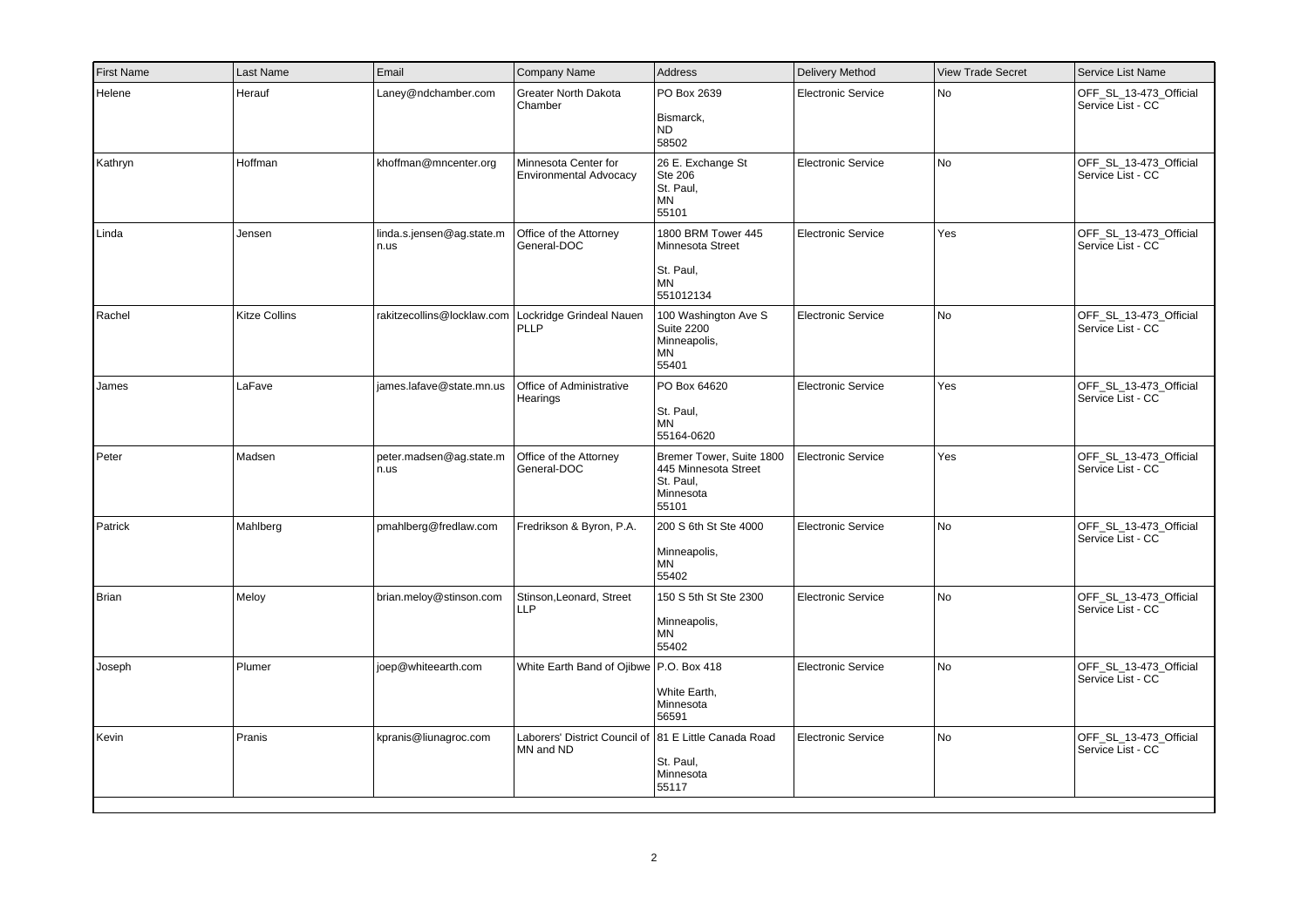| First Name | Last Name | Email | Company Name | Address | Delivery Method | View Trade Secret | Service List Name |
|---|---|---|---|---|---|---|---|
| Helene | Herauf | Laney@ndchamber.com | Greater North Dakota Chamber | PO Box 2639<br><br>Bismarck,<br>ND<br>58502 | Electronic Service | No | OFF_SL_13-473_Official Service List - CC |
| Kathryn | Hoffman | khoffman@mncenter.org | Minnesota Center for Environmental Advocacy | 26 E. Exchange St<br>Ste 206<br>St. Paul,<br>MN<br>55101 | Electronic Service | No | OFF_SL_13-473_Official Service List - CC |
| Linda | Jensen | linda.s.jensen@ag.state.mn.us | Office of the Attorney General-DOC | 1800 BRM Tower 445 Minnesota Street<br><br>St. Paul,<br>MN<br>551012134 | Electronic Service | Yes | OFF_SL_13-473_Official Service List - CC |
| Rachel | Kitze Collins | rakitzecollins@locklaw.com | Lockridge Grindeal Nauen PLLP | 100 Washington Ave S<br>Suite 2200<br>Minneapolis,<br>MN<br>55401 | Electronic Service | No | OFF_SL_13-473_Official Service List - CC |
| James | LaFave | james.lafave@state.mn.us | Office of Administrative Hearings | PO Box 64620<br><br>St. Paul,<br>MN<br>55164-0620 | Electronic Service | Yes | OFF_SL_13-473_Official Service List - CC |
| Peter | Madsen | peter.madsen@ag.state.mn.us | Office of the Attorney General-DOC | Bremer Tower, Suite 1800<br>445 Minnesota Street<br>St. Paul,<br>Minnesota<br>55101 | Electronic Service | Yes | OFF_SL_13-473_Official Service List - CC |
| Patrick | Mahlberg | pmahlberg@fredlaw.com | Fredrikson & Byron, P.A. | 200 S 6th St Ste 4000<br><br>Minneapolis,<br>MN<br>55402 | Electronic Service | No | OFF_SL_13-473_Official Service List - CC |
| Brian | Meloy | brian.meloy@stinson.com | Stinson,Leonard, Street LLP | 150 S 5th St Ste 2300<br><br>Minneapolis,<br>MN<br>55402 | Electronic Service | No | OFF_SL_13-473_Official Service List - CC |
| Joseph | Plumer | joep@whiteearth.com | White Earth Band of Ojibwe | P.O. Box 418<br><br>White Earth,<br>Minnesota<br>56591 | Electronic Service | No | OFF_SL_13-473_Official Service List - CC |
| Kevin | Pranis | kpranis@liunagroc.com | Laborers' District Council of MN and ND | 81 E Little Canada Road<br><br>St. Paul,<br>Minnesota<br>55117 | Electronic Service | No | OFF_SL_13-473_Official Service List - CC |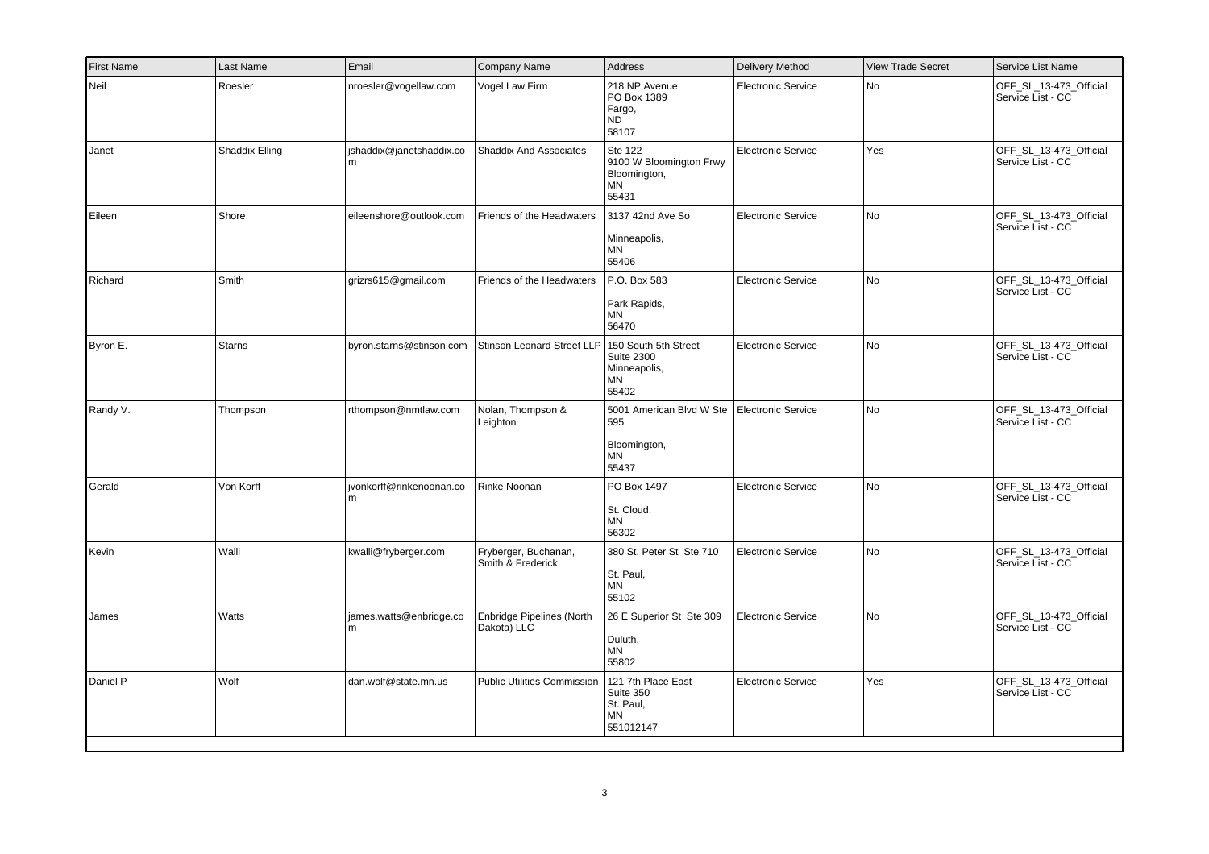| First Name | Last Name | Email | Company Name | Address | Delivery Method | View Trade Secret | Service List Name |
|---|---|---|---|---|---|---|---|
| Neil | Roesler | nroesler@vogellaw.com | Vogel Law Firm | 218 NP Avenue<br>PO Box 1389<br>Fargo,<br>ND<br>58107 | Electronic Service | No | OFF_SL_13-473_Official Service List - CC |
| Janet | Shaddix Elling | jshaddix@janetshaddix.com | Shaddix And Associates | Ste 122<br>9100 W Bloomington Frwy<br>Bloomington,<br>MN<br>55431 | Electronic Service | Yes | OFF_SL_13-473_Official Service List - CC |
| Eileen | Shore | eileenshore@outlook.com | Friends of the Headwaters | 3137 42nd Ave So<br><br>Minneapolis,<br>MN<br>55406 | Electronic Service | No | OFF_SL_13-473_Official Service List - CC |
| Richard | Smith | grizrs615@gmail.com | Friends of the Headwaters | P.O. Box 583<br><br>Park Rapids,<br>MN<br>56470 | Electronic Service | No | OFF_SL_13-473_Official Service List - CC |
| Byron E. | Starns | byron.starns@stinson.com | Stinson Leonard Street LLP | 150 South 5th Street<br>Suite 2300<br>Minneapolis,<br>MN<br>55402 | Electronic Service | No | OFF_SL_13-473_Official Service List - CC |
| Randy V. | Thompson | rthompson@nmtlaw.com | Nolan, Thompson & Leighton | 5001 American Blvd W Ste 595<br><br>Bloomington,<br>MN<br>55437 | Electronic Service | No | OFF_SL_13-473_Official Service List - CC |
| Gerald | Von Korff | jvonkorff@rinkenoonan.com | Rinke Noonan | PO Box 1497<br><br>St. Cloud,<br>MN<br>56302 | Electronic Service | No | OFF_SL_13-473_Official Service List - CC |
| Kevin | Walli | kwalli@fryberger.com | Fryberger, Buchanan, Smith & Frederick | 380 St. Peter St Ste 710<br><br>St. Paul,<br>MN<br>55102 | Electronic Service | No | OFF_SL_13-473_Official Service List - CC |
| James | Watts | james.watts@enbridge.com | Enbridge Pipelines (North Dakota) LLC | 26 E Superior St Ste 309<br><br>Duluth,<br>MN<br>55802 | Electronic Service | No | OFF_SL_13-473_Official Service List - CC |
| Daniel P | Wolf | dan.wolf@state.mn.us | Public Utilities Commission | 121 7th Place East<br>Suite 350<br>St. Paul,<br>MN<br>551012147 | Electronic Service | Yes | OFF_SL_13-473_Official Service List - CC |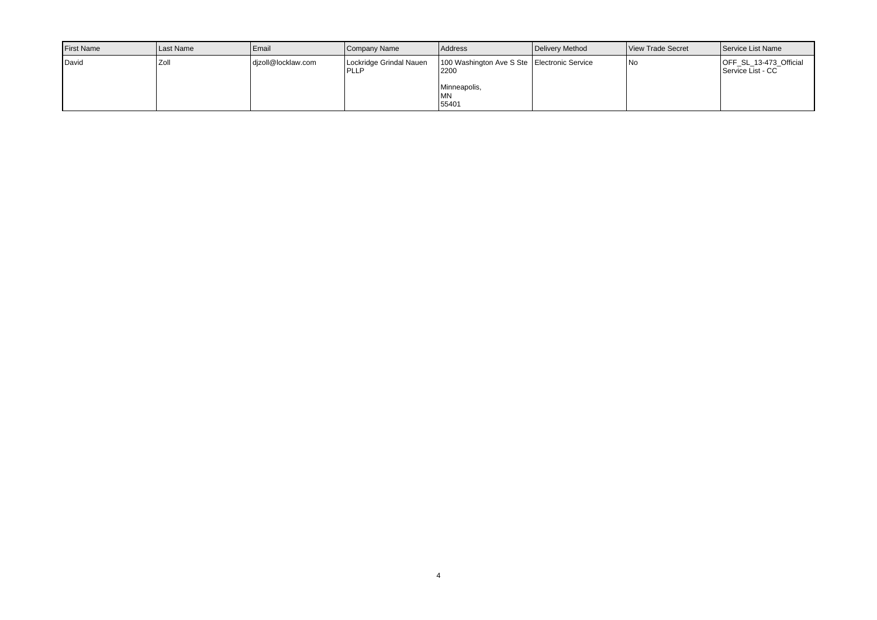| First Name | Last Name | Email | Company Name | Address | Delivery Method | View Trade Secret | Service List Name |
| --- | --- | --- | --- | --- | --- | --- | --- |
| David | Zoll | djzoll@locklaw.com | Lockridge Grindal Nauen PLLP | 100 Washington Ave S Ste 2200<br><br>Minneapolis, MN 55401 | Electronic Service | No | OFF_SL_13-473_Official Service List - CC |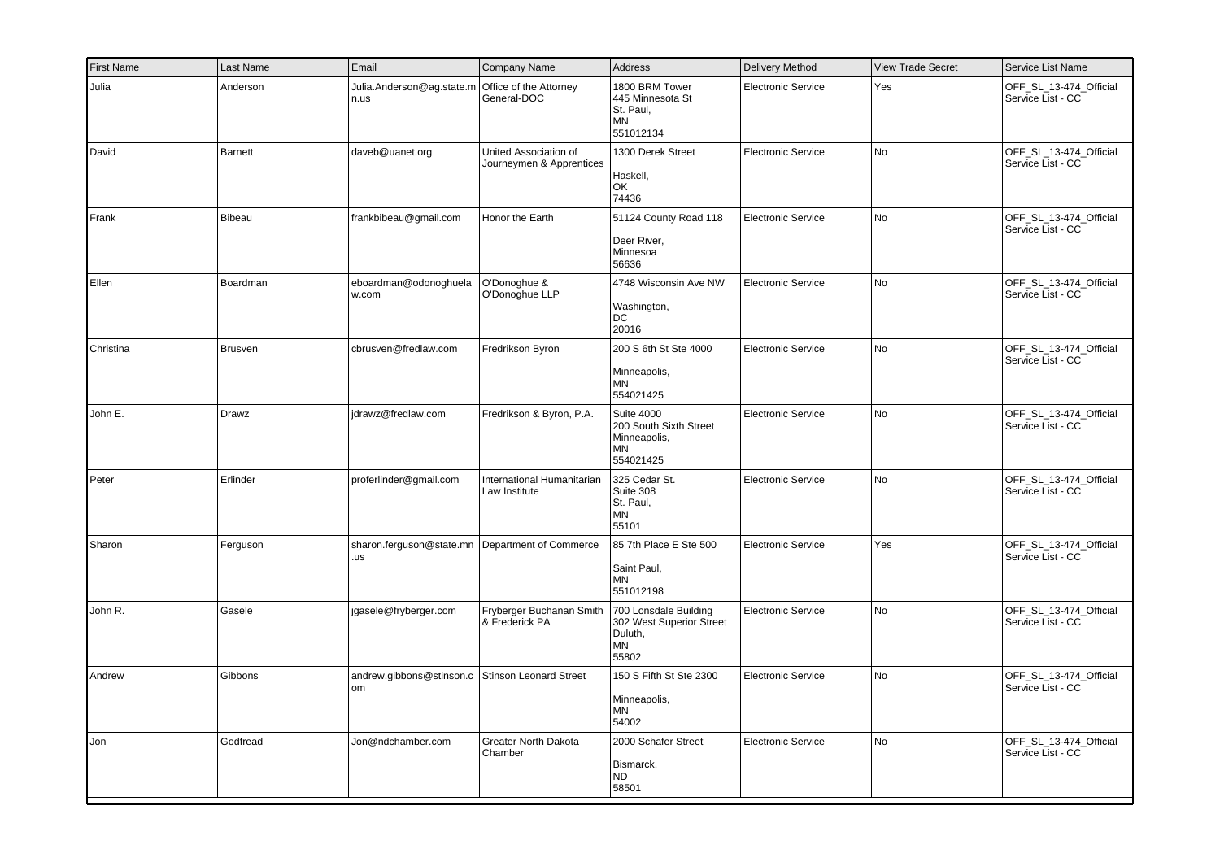| First Name | Last Name | Email | Company Name | Address | Delivery Method | View Trade Secret | Service List Name |
| --- | --- | --- | --- | --- | --- | --- | --- |
| Julia | Anderson | Julia.Anderson@ag.state.mn.us | Office of the Attorney General-DOC | 1800 BRM Tower<br>445 Minnesota St<br>St. Paul,<br>MN<br>551012134 | Electronic Service | Yes | OFF_SL_13-474_Official Service List - CC |
| David | Barnett | daveb@uanet.org | United Association of Journeymen & Apprentices | 1300 Derek Street<br><br>Haskell,<br>OK<br>74436 | Electronic Service | No | OFF_SL_13-474_Official Service List - CC |
| Frank | Bibeau | frankbibeau@gmail.com | Honor the Earth | 51124 County Road 118<br><br>Deer River,<br>Minnesoa<br>56636 | Electronic Service | No | OFF_SL_13-474_Official Service List - CC |
| Ellen | Boardman | eboardman@odonoghuelaw.com | O'Donoghue & O'Donoghue LLP | 4748 Wisconsin Ave NW<br><br>Washington,<br>DC<br>20016 | Electronic Service | No | OFF_SL_13-474_Official Service List - CC |
| Christina | Brusven | cbrusven@fredlaw.com | Fredrikson Byron | 200 S 6th St Ste 4000<br><br>Minneapolis,<br>MN<br>554021425 | Electronic Service | No | OFF_SL_13-474_Official Service List - CC |
| John E. | Drawz | jdrawz@fredlaw.com | Fredrikson & Byron, P.A. | Suite 4000<br>200 South Sixth Street<br>Minneapolis,<br>MN<br>554021425 | Electronic Service | No | OFF_SL_13-474_Official Service List - CC |
| Peter | Erlinder | proferlinder@gmail.com | International Humanitarian Law Institute | 325 Cedar St.<br>Suite 308<br>St. Paul,<br>MN<br>55101 | Electronic Service | No | OFF_SL_13-474_Official Service List - CC |
| Sharon | Ferguson | sharon.ferguson@state.mn.us | Department of Commerce | 85 7th Place E Ste 500<br><br>Saint Paul,<br>MN<br>551012198 | Electronic Service | Yes | OFF_SL_13-474_Official Service List - CC |
| John R. | Gasele | jgasele@fryberger.com | Fryberger Buchanan Smith & Frederick PA | 700 Lonsdale Building<br>302 West Superior Street<br>Duluth,<br>MN<br>55802 | Electronic Service | No | OFF_SL_13-474_Official Service List - CC |
| Andrew | Gibbons | andrew.gibbons@stinson.com | Stinson Leonard Street | 150 S Fifth St Ste 2300<br><br>Minneapolis,<br>MN<br>54002 | Electronic Service | No | OFF_SL_13-474_Official Service List - CC |
| Jon | Godfread | Jon@ndchamber.com | Greater North Dakota Chamber | 2000 Schafer Street<br><br>Bismarck,<br>ND<br>58501 | Electronic Service | No | OFF_SL_13-474_Official Service List - CC |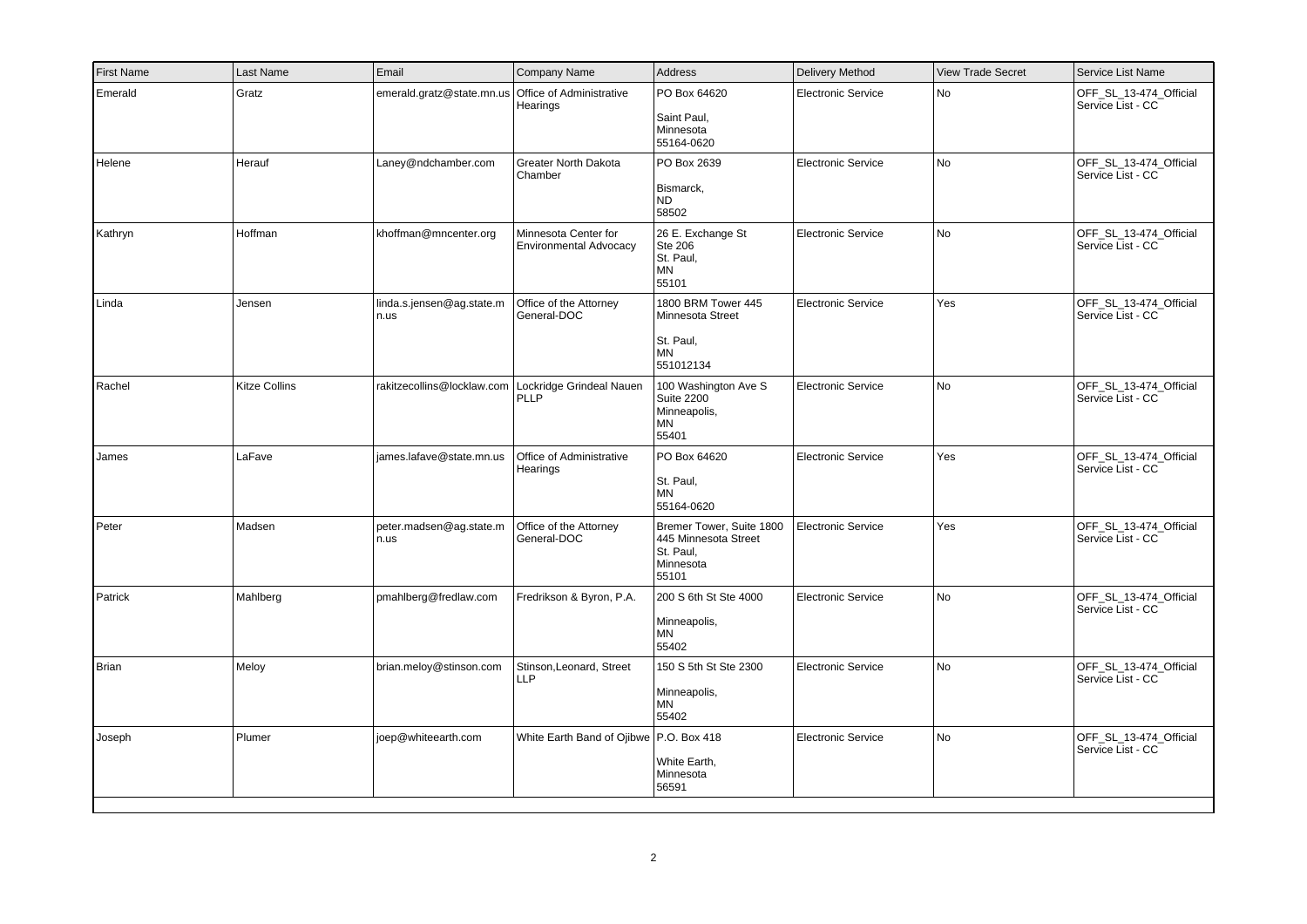| First Name | Last Name | Email | Company Name | Address | Delivery Method | View Trade Secret | Service List Name |
|---|---|---|---|---|---|---|---|
| Emerald | Gratz | emerald.gratz@state.mn.us | Office of Administrative Hearings | PO Box 64620<br><br>Saint Paul,<br>Minnesota<br>55164-0620 | Electronic Service | No | OFF_SL_13-474_Official Service List - CC |
| Helene | Herauf | Laney@ndchamber.com | Greater North Dakota Chamber | PO Box 2639<br><br>Bismarck,<br>ND<br>58502 | Electronic Service | No | OFF_SL_13-474_Official Service List - CC |
| Kathryn | Hoffman | khoffman@mncenter.org | Minnesota Center for Environmental Advocacy | 26 E. Exchange St<br>Ste 206<br>St. Paul,<br>MN<br>55101 | Electronic Service | No | OFF_SL_13-474_Official Service List - CC |
| Linda | Jensen | linda.s.jensen@ag.state.mn.us | Office of the Attorney General-DOC | 1800 BRM Tower 445 Minnesota Street<br><br>St. Paul,<br>MN<br>551012134 | Electronic Service | Yes | OFF_SL_13-474_Official Service List - CC |
| Rachel | Kitze Collins | rakitzecollins@locklaw.com | Lockridge Grindeal Nauen PLLP | 100 Washington Ave S<br>Suite 2200<br>Minneapolis,<br>MN<br>55401 | Electronic Service | No | OFF_SL_13-474_Official Service List - CC |
| James | LaFave | james.lafave@state.mn.us | Office of Administrative Hearings | PO Box 64620<br><br>St. Paul,<br>MN<br>55164-0620 | Electronic Service | Yes | OFF_SL_13-474_Official Service List - CC |
| Peter | Madsen | peter.madsen@ag.state.mn.us | Office of the Attorney General-DOC | Bremer Tower, Suite 1800<br>445 Minnesota Street<br>St. Paul,<br>Minnesota<br>55101 | Electronic Service | Yes | OFF_SL_13-474_Official Service List - CC |
| Patrick | Mahlberg | pmahlberg@fredlaw.com | Fredrikson & Byron, P.A. | 200 S 6th St Ste 4000<br><br>Minneapolis,<br>MN<br>55402 | Electronic Service | No | OFF_SL_13-474_Official Service List - CC |
| Brian | Meloy | brian.meloy@stinson.com | Stinson,Leonard, Street LLP | 150 S 5th St Ste 2300<br><br>Minneapolis,<br>MN<br>55402 | Electronic Service | No | OFF_SL_13-474_Official Service List - CC |
| Joseph | Plumer | joep@whiteearth.com | White Earth Band of Ojibwe | P.O. Box 418<br><br>White Earth,<br>Minnesota<br>56591 | Electronic Service | No | OFF_SL_13-474_Official Service List - CC |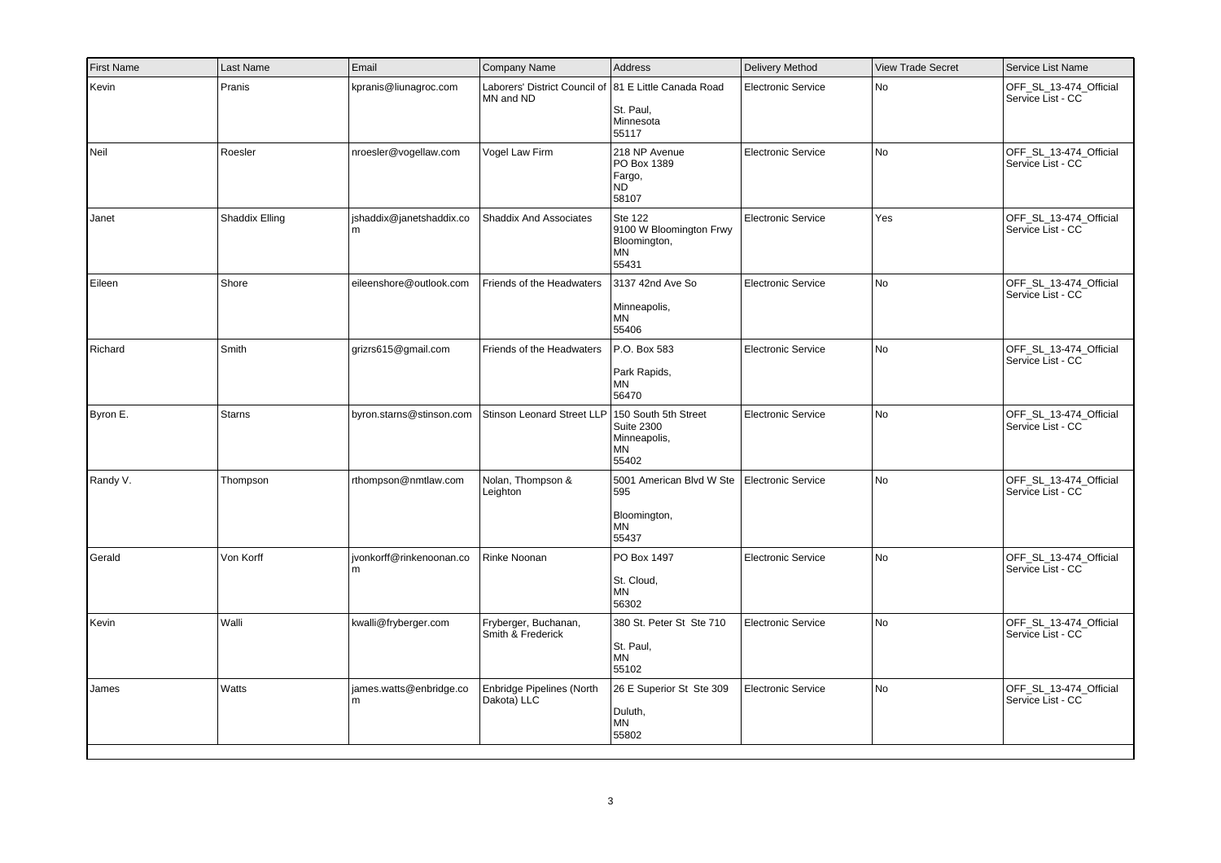| First Name | Last Name | Email | Company Name | Address | Delivery Method | View Trade Secret | Service List Name |
|---|---|---|---|---|---|---|---|
| Kevin | Pranis | kpranis@liunagroc.com | Laborers' District Council of MN and ND | 81 E Little Canada Road<br><br>St. Paul,<br>Minnesota<br>55117 | Electronic Service | No | OFF_SL_13-474_Official Service List - CC |
| Neil | Roesler | nroesler@vogellaw.com | Vogel Law Firm | 218 NP Avenue<br>PO Box 1389<br>Fargo,<br>ND<br>58107 | Electronic Service | No | OFF_SL_13-474_Official Service List - CC |
| Janet | Shaddix Elling | jshaddix@janetshaddix.com | Shaddix And Associates | Ste 122<br>9100 W Bloomington Frwy<br>Bloomington,<br>MN<br>55431 | Electronic Service | Yes | OFF_SL_13-474_Official Service List - CC |
| Eileen | Shore | eileenshore@outlook.com | Friends of the Headwaters | 3137 42nd Ave So<br><br>Minneapolis,<br>MN<br>55406 | Electronic Service | No | OFF_SL_13-474_Official Service List - CC |
| Richard | Smith | grizrs615@gmail.com | Friends of the Headwaters | P.O. Box 583<br><br>Park Rapids,<br>MN<br>56470 | Electronic Service | No | OFF_SL_13-474_Official Service List - CC |
| Byron E. | Starns | byron.starns@stinson.com | Stinson Leonard Street LLP | 150 South 5th Street<br>Suite 2300<br>Minneapolis,<br>MN<br>55402 | Electronic Service | No | OFF_SL_13-474_Official Service List - CC |
| Randy V. | Thompson | rthompson@nmtlaw.com | Nolan, Thompson & Leighton | 5001 American Blvd W Ste 595<br><br>Bloomington,<br>MN<br>55437 | Electronic Service | No | OFF_SL_13-474_Official Service List - CC |
| Gerald | Von Korff | jvonkorff@rinkenoonan.com | Rinke Noonan | PO Box 1497<br><br>St. Cloud,<br>MN<br>56302 | Electronic Service | No | OFF_SL_13-474_Official Service List - CC |
| Kevin | Walli | kwalli@fryberger.com | Fryberger, Buchanan, Smith & Frederick | 380 St. Peter St Ste 710<br><br>St. Paul,<br>MN<br>55102 | Electronic Service | No | OFF_SL_13-474_Official Service List - CC |
| James | Watts | james.watts@enbridge.com | Enbridge Pipelines (North Dakota) LLC | 26 E Superior St Ste 309<br><br>Duluth,<br>MN<br>55802 | Electronic Service | No | OFF_SL_13-474_Official Service List - CC |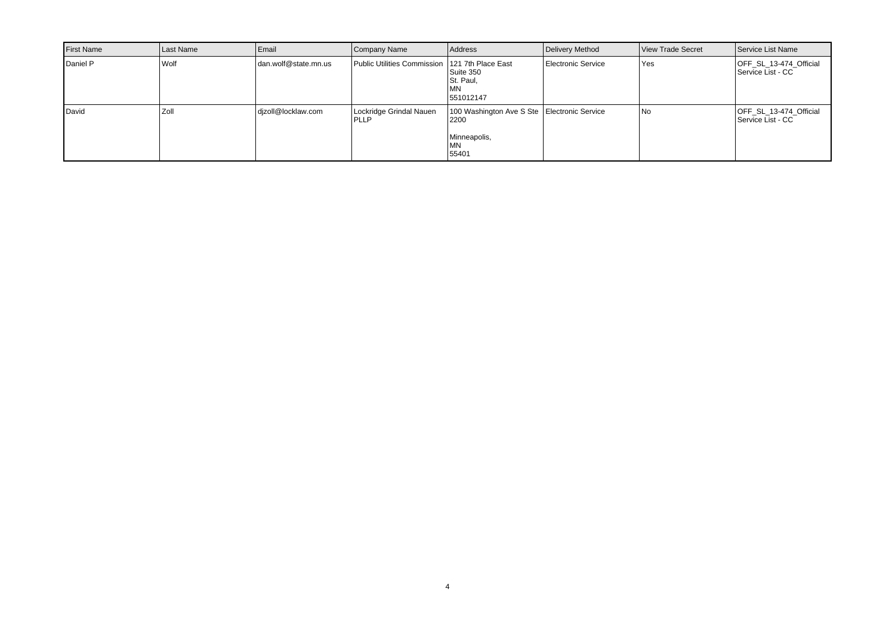| First Name | Last Name | Email | Company Name | Address | Delivery Method | View Trade Secret | Service List Name |
|---|---|---|---|---|---|---|---|
| Daniel P | Wolf | dan.wolf@state.mn.us | Public Utilities Commission | 121 7th Place East Suite 350 St. Paul, MN 551012147 | Electronic Service | Yes | OFF_SL_13-474_Official Service List - CC |
| David | Zoll | djzoll@locklaw.com | Lockridge Grindal Nauen PLLP | 100 Washington Ave S Ste 2200 Minneapolis, MN 55401 | Electronic Service | No | OFF_SL_13-474_Official Service List - CC |